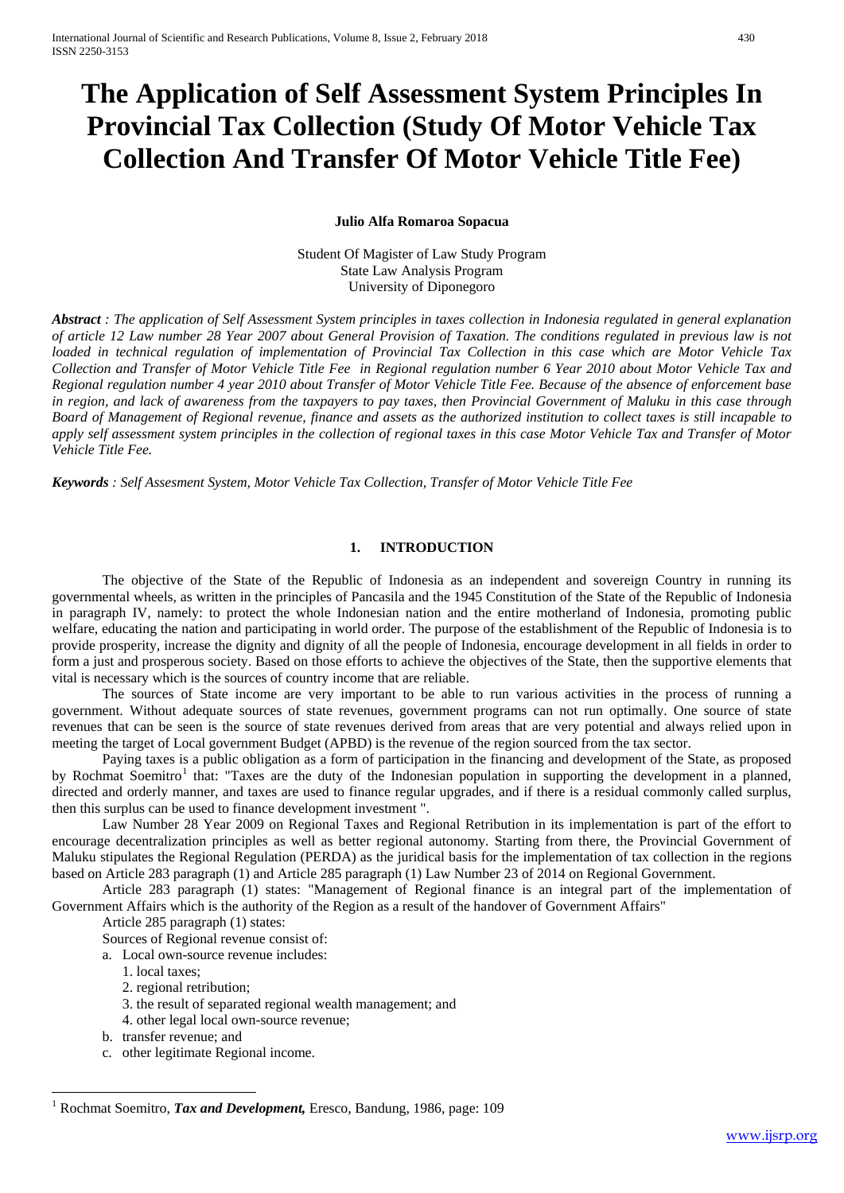# The Application of Self Assessment System Principles In Provincial Tax Collection (Study Of Motor Vehicle Tax Collection And Transfer Of Motor Vehicle Title Fee)

**Julio Alfa Romaroa Sopacua**

Student Of Magister of Law Study Program
State Law Analysis Program
University of Diponegoro

***Abstract** : The application of Self Assessment System principles in taxes collection in Indonesia regulated in general explanation of article 12 Law number 28 Year 2007 about General Provision of Taxation. The conditions regulated in previous law is not loaded in technical regulation of implementation of Provincial Tax Collection in this case which are Motor Vehicle Tax Collection and Transfer of Motor Vehicle Title Fee in Regional regulation number 6 Year 2010 about Motor Vehicle Tax and Regional regulation number 4 year 2010 about Transfer of Motor Vehicle Title Fee. Because of the absence of enforcement base in region, and lack of awareness from the taxpayers to pay taxes, then Provincial Government of Maluku in this case through Board of Management of Regional revenue, finance and assets as the authorized institution to collect taxes is still incapable to apply self assessment system principles in the collection of regional taxes in this case Motor Vehicle Tax and Transfer of Motor Vehicle Title Fee.*

***Keywords** : Self Assesment System, Motor Vehicle Tax Collection, Transfer of Motor Vehicle Title Fee*

## 1. INTRODUCTION

The objective of the State of the Republic of Indonesia as an independent and sovereign Country in running its governmental wheels, as written in the principles of Pancasila and the 1945 Constitution of the State of the Republic of Indonesia in paragraph IV, namely: to protect the whole Indonesian nation and the entire motherland of Indonesia, promoting public welfare, educating the nation and participating in world order. The purpose of the establishment of the Republic of Indonesia is to provide prosperity, increase the dignity and dignity of all the people of Indonesia, encourage development in all fields in order to form a just and prosperous society. Based on those efforts to achieve the objectives of the State, then the supportive elements that vital is necessary which is the sources of country income that are reliable.

The sources of State income are very important to be able to run various activities in the process of running a government. Without adequate sources of state revenues, government programs can not run optimally. One source of state revenues that can be seen is the source of state revenues derived from areas that are very potential and always relied upon in meeting the target of Local government Budget (APBD) is the revenue of the region sourced from the tax sector.

Paying taxes is a public obligation as a form of participation in the financing and development of the State, as proposed by Rochmat Soemitro[1] that: "Taxes are the duty of the Indonesian population in supporting the development in a planned, directed and orderly manner, and taxes are used to finance regular upgrades, and if there is a residual commonly called surplus, then this surplus can be used to finance development investment ".

Law Number 28 Year 2009 on Regional Taxes and Regional Retribution in its implementation is part of the effort to encourage decentralization principles as well as better regional autonomy. Starting from there, the Provincial Government of Maluku stipulates the Regional Regulation (PERDA) as the juridical basis for the implementation of tax collection in the regions based on Article 283 paragraph (1) and Article 285 paragraph (1) Law Number 23 of 2014 on Regional Government.

Article 283 paragraph (1) states: "Management of Regional finance is an integral part of the implementation of Government Affairs which is the authority of the Region as a result of the handover of Government Affairs"

Article 285 paragraph (1) states:

Sources of Regional revenue consist of:

a. Local own-source revenue includes:
   1. local taxes;
   2. regional retribution;
   3. the result of separated regional wealth management; and
   4. other legal local own-source revenue;
b. transfer revenue; and
c. other legitimate Regional income.

[1] Rochmat Soemitro, ***Tax and Development,*** Eresco, Bandung, 1986, page: 109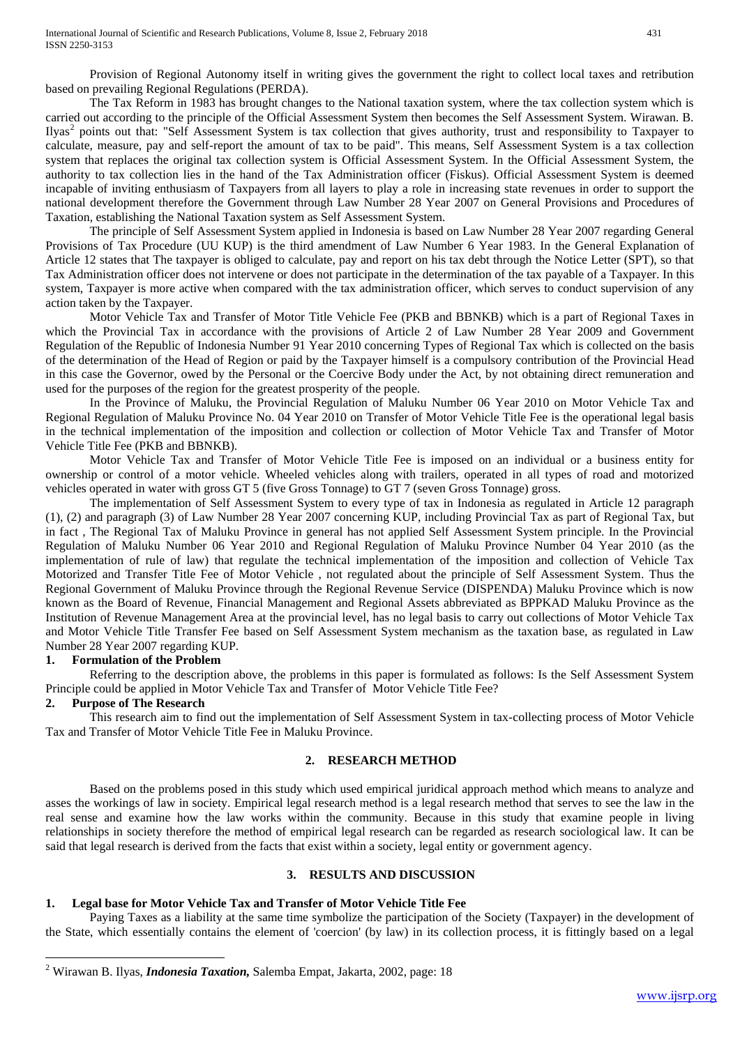Provision of Regional Autonomy itself in writing gives the government the right to collect local taxes and retribution based on prevailing Regional Regulations (PERDA).

The Tax Reform in 1983 has brought changes to the National taxation system, where the tax collection system which is carried out according to the principle of the Official Assessment System then becomes the Self Assessment System. Wirawan. B. Ilyas[2] points out that: "Self Assessment System is tax collection that gives authority, trust and responsibility to Taxpayer to calculate, measure, pay and self-report the amount of tax to be paid". This means, Self Assessment System is a tax collection system that replaces the original tax collection system is Official Assessment System. In the Official Assessment System, the authority to tax collection lies in the hand of the Tax Administration officer (Fiskus). Official Assessment System is deemed incapable of inviting enthusiasm of Taxpayers from all layers to play a role in increasing state revenues in order to support the national development therefore the Government through Law Number 28 Year 2007 on General Provisions and Procedures of Taxation, establishing the National Taxation system as Self Assessment System.

The principle of Self Assessment System applied in Indonesia is based on Law Number 28 Year 2007 regarding General Provisions of Tax Procedure (UU KUP) is the third amendment of Law Number 6 Year 1983. In the General Explanation of Article 12 states that The taxpayer is obliged to calculate, pay and report on his tax debt through the Notice Letter (SPT), so that Tax Administration officer does not intervene or does not participate in the determination of the tax payable of a Taxpayer. In this system, Taxpayer is more active when compared with the tax administration officer, which serves to conduct supervision of any action taken by the Taxpayer.

Motor Vehicle Tax and Transfer of Motor Title Vehicle Fee (PKB and BBNKB) which is a part of Regional Taxes in which the Provincial Tax in accordance with the provisions of Article 2 of Law Number 28 Year 2009 and Government Regulation of the Republic of Indonesia Number 91 Year 2010 concerning Types of Regional Tax which is collected on the basis of the determination of the Head of Region or paid by the Taxpayer himself is a compulsory contribution of the Provincial Head in this case the Governor, owed by the Personal or the Coercive Body under the Act, by not obtaining direct remuneration and used for the purposes of the region for the greatest prosperity of the people.

In the Province of Maluku, the Provincial Regulation of Maluku Number 06 Year 2010 on Motor Vehicle Tax and Regional Regulation of Maluku Province No. 04 Year 2010 on Transfer of Motor Vehicle Title Fee is the operational legal basis in the technical implementation of the imposition and collection or collection of Motor Vehicle Tax and Transfer of Motor Vehicle Title Fee (PKB and BBNKB).

Motor Vehicle Tax and Transfer of Motor Vehicle Title Fee is imposed on an individual or a business entity for ownership or control of a motor vehicle. Wheeled vehicles along with trailers, operated in all types of road and motorized vehicles operated in water with gross GT 5 (five Gross Tonnage) to GT 7 (seven Gross Tonnage) gross.

The implementation of Self Assessment System to every type of tax in Indonesia as regulated in Article 12 paragraph (1), (2) and paragraph (3) of Law Number 28 Year 2007 concerning KUP, including Provincial Tax as part of Regional Tax, but in fact , The Regional Tax of Maluku Province in general has not applied Self Assessment System principle. In the Provincial Regulation of Maluku Number 06 Year 2010 and Regional Regulation of Maluku Province Number 04 Year 2010 (as the implementation of rule of law) that regulate the technical implementation of the imposition and collection of Vehicle Tax Motorized and Transfer Title Fee of Motor Vehicle , not regulated about the principle of Self Assessment System. Thus the Regional Government of Maluku Province through the Regional Revenue Service (DISPENDA) Maluku Province which is now known as the Board of Revenue, Financial Management and Regional Assets abbreviated as BPPKAD Maluku Province as the Institution of Revenue Management Area at the provincial level, has no legal basis to carry out collections of Motor Vehicle Tax and Motor Vehicle Title Transfer Fee based on Self Assessment System mechanism as the taxation base, as regulated in Law Number 28 Year 2007 regarding KUP.

**1. Formulation of the Problem**

Referring to the description above, the problems in this paper is formulated as follows: Is the Self Assessment System Principle could be applied in Motor Vehicle Tax and Transfer of Motor Vehicle Title Fee?

**2. Purpose of The Research**

This research aim to find out the implementation of Self Assessment System in tax-collecting process of Motor Vehicle Tax and Transfer of Motor Vehicle Title Fee in Maluku Province.

## 2. RESEARCH METHOD

Based on the problems posed in this study which used empirical juridical approach method which means to analyze and asses the workings of law in society. Empirical legal research method is a legal research method that serves to see the law in the real sense and examine how the law works within the community. Because in this study that examine people in living relationships in society therefore the method of empirical legal research can be regarded as research sociological law. It can be said that legal research is derived from the facts that exist within a society, legal entity or government agency.

## 3. RESULTS AND DISCUSSION

**1. Legal base for Motor Vehicle Tax and Transfer of Motor Vehicle Title Fee**

Paying Taxes as a liability at the same time symbolize the participation of the Society (Taxpayer) in the development of the State, which essentially contains the element of 'coercion' (by law) in its collection process, it is fittingly based on a legal

[2] Wirawan B. Ilyas, ***Indonesia Taxation,*** Salemba Empat, Jakarta, 2002, page: 18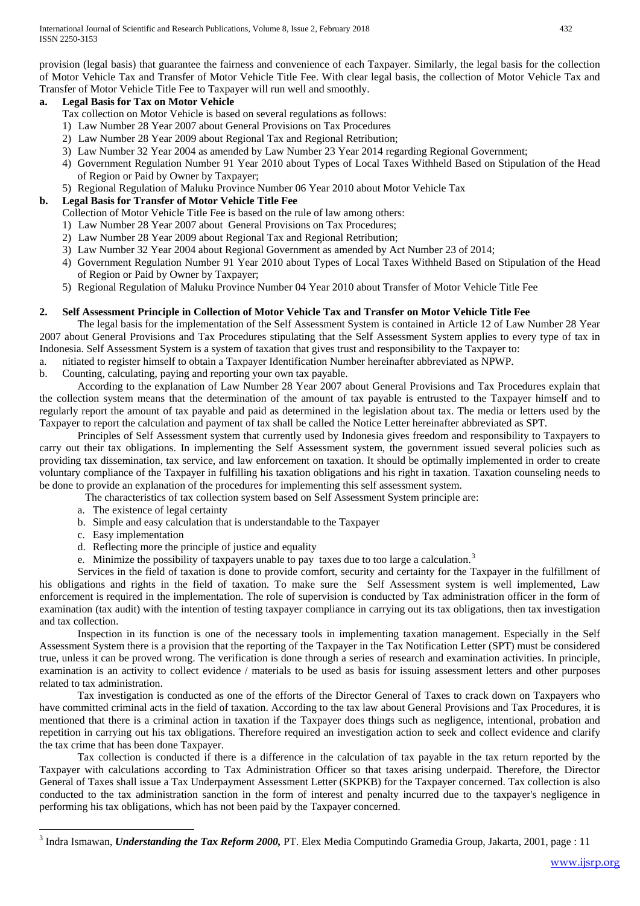provision (legal basis) that guarantee the fairness and convenience of each Taxpayer. Similarly, the legal basis for the collection of Motor Vehicle Tax and Transfer of Motor Vehicle Title Fee. With clear legal basis, the collection of Motor Vehicle Tax and Transfer of Motor Vehicle Title Fee to Taxpayer will run well and smoothly.

**a. Legal Basis for Tax on Motor Vehicle**

Tax collection on Motor Vehicle is based on several regulations as follows:

1) Law Number 28 Year 2007 about General Provisions on Tax Procedures
2) Law Number 28 Year 2009 about Regional Tax and Regional Retribution;
3) Law Number 32 Year 2004 as amended by Law Number 23 Year 2014 regarding Regional Government;
4) Government Regulation Number 91 Year 2010 about Types of Local Taxes Withheld Based on Stipulation of the Head of Region or Paid by Owner by Taxpayer;
5) Regional Regulation of Maluku Province Number 06 Year 2010 about Motor Vehicle Tax

**b. Legal Basis for Transfer of Motor Vehicle Title Fee**

Collection of Motor Vehicle Title Fee is based on the rule of law among others:

1) Law Number 28 Year 2007 about General Provisions on Tax Procedures;
2) Law Number 28 Year 2009 about Regional Tax and Regional Retribution;
3) Law Number 32 Year 2004 about Regional Government as amended by Act Number 23 of 2014;
4) Government Regulation Number 91 Year 2010 about Types of Local Taxes Withheld Based on Stipulation of the Head of Region or Paid by Owner by Taxpayer;
5) Regional Regulation of Maluku Province Number 04 Year 2010 about Transfer of Motor Vehicle Title Fee

**2. Self Assessment Principle in Collection of Motor Vehicle Tax and Transfer on Motor Vehicle Title Fee**

The legal basis for the implementation of the Self Assessment System is contained in Article 12 of Law Number 28 Year 2007 about General Provisions and Tax Procedures stipulating that the Self Assessment System applies to every type of tax in Indonesia. Self Assessment System is a system of taxation that gives trust and responsibility to the Taxpayer to:

a. nitiated to register himself to obtain a Taxpayer Identification Number hereinafter abbreviated as NPWP.
b. Counting, calculating, paying and reporting your own tax payable.

According to the explanation of Law Number 28 Year 2007 about General Provisions and Tax Procedures explain that the collection system means that the determination of the amount of tax payable is entrusted to the Taxpayer himself and to regularly report the amount of tax payable and paid as determined in the legislation about tax. The media or letters used by the Taxpayer to report the calculation and payment of tax shall be called the Notice Letter hereinafter abbreviated as SPT.

Principles of Self Assessment system that currently used by Indonesia gives freedom and responsibility to Taxpayers to carry out their tax obligations. In implementing the Self Assessment system, the government issued several policies such as providing tax dissemination, tax service, and law enforcement on taxation. It should be optimally implemented in order to create voluntary compliance of the Taxpayer in fulfilling his taxation obligations and his right in taxation. Taxation counseling needs to be done to provide an explanation of the procedures for implementing this self assessment system.

The characteristics of tax collection system based on Self Assessment System principle are:

a. The existence of legal certainty
b. Simple and easy calculation that is understandable to the Taxpayer
c. Easy implementation
d. Reflecting more the principle of justice and equality
e. Minimize the possibility of taxpayers unable to pay taxes due to too large a calculation.[3]

Services in the field of taxation is done to provide comfort, security and certainty for the Taxpayer in the fulfillment of his obligations and rights in the field of taxation. To make sure the Self Assessment system is well implemented, Law enforcement is required in the implementation. The role of supervision is conducted by Tax administration officer in the form of examination (tax audit) with the intention of testing taxpayer compliance in carrying out its tax obligations, then tax investigation and tax collection.

Inspection in its function is one of the necessary tools in implementing taxation management. Especially in the Self Assessment System there is a provision that the reporting of the Taxpayer in the Tax Notification Letter (SPT) must be considered true, unless it can be proved wrong. The verification is done through a series of research and examination activities. In principle, examination is an activity to collect evidence / materials to be used as basis for issuing assessment letters and other purposes related to tax administration.

Tax investigation is conducted as one of the efforts of the Director General of Taxes to crack down on Taxpayers who have committed criminal acts in the field of taxation. According to the tax law about General Provisions and Tax Procedures, it is mentioned that there is a criminal action in taxation if the Taxpayer does things such as negligence, intentional, probation and repetition in carrying out his tax obligations. Therefore required an investigation action to seek and collect evidence and clarify the tax crime that has been done Taxpayer.

Tax collection is conducted if there is a difference in the calculation of tax payable in the tax return reported by the Taxpayer with calculations according to Tax Administration Officer so that taxes arising underpaid. Therefore, the Director General of Taxes shall issue a Tax Underpayment Assessment Letter (SKPKB) for the Taxpayer concerned. Tax collection is also conducted to the tax administration sanction in the form of interest and penalty incurred due to the taxpayer's negligence in performing his tax obligations, which has not been paid by the Taxpayer concerned.

---

[3] Indra Ismawan, ***Understanding the Tax Reform 2000,*** PT. Elex Media Computindo Gramedia Group, Jakarta, 2001, page : 11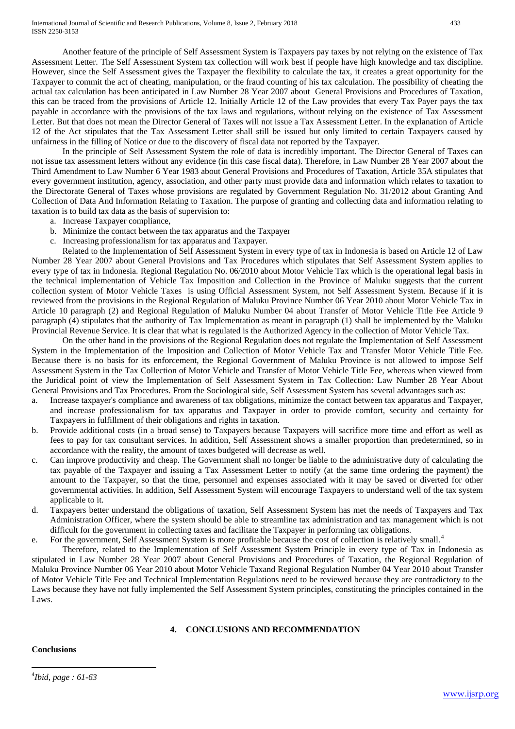Another feature of the principle of Self Assessment System is Taxpayers pay taxes by not relying on the existence of Tax Assessment Letter. The Self Assessment System tax collection will work best if people have high knowledge and tax discipline. However, since the Self Assessment gives the Taxpayer the flexibility to calculate the tax, it creates a great opportunity for the Taxpayer to commit the act of cheating, manipulation, or the fraud counting of his tax calculation. The possibility of cheating the actual tax calculation has been anticipated in Law Number 28 Year 2007 about General Provisions and Procedures of Taxation, this can be traced from the provisions of Article 12. Initially Article 12 of the Law provides that every Tax Payer pays the tax payable in accordance with the provisions of the tax laws and regulations, without relying on the existence of Tax Assessment Letter. But that does not mean the Director General of Taxes will not issue a Tax Assessment Letter. In the explanation of Article 12 of the Act stipulates that the Tax Assessment Letter shall still be issued but only limited to certain Taxpayers caused by unfairness in the filling of Notice or due to the discovery of fiscal data not reported by the Taxpayer.

In the principle of Self Assessment System the role of data is incredibly important. The Director General of Taxes can not issue tax assessment letters without any evidence (in this case fiscal data). Therefore, in Law Number 28 Year 2007 about the Third Amendment to Law Number 6 Year 1983 about General Provisions and Procedures of Taxation, Article 35A stipulates that every government institution, agency, association, and other party must provide data and information which relates to taxation to the Directorate General of Taxes whose provisions are regulated by Government Regulation No. 31/2012 about Granting And Collection of Data And Information Relating to Taxation. The purpose of granting and collecting data and information relating to taxation is to build tax data as the basis of supervision to:

a. Increase Taxpayer compliance,
b. Minimize the contact between the tax apparatus and the Taxpayer
c. Increasing professionalism for tax apparatus and Taxpayer.

Related to the Implementation of Self Assessment System in every type of tax in Indonesia is based on Article 12 of Law Number 28 Year 2007 about General Provisions and Tax Procedures which stipulates that Self Assessment System applies to every type of tax in Indonesia. Regional Regulation No. 06/2010 about Motor Vehicle Tax which is the operational legal basis in the technical implementation of Vehicle Tax Imposition and Collection in the Province of Maluku suggests that the current collection system of Motor Vehicle Taxes is using Official Assessment System, not Self Assessment System. Because if it is reviewed from the provisions in the Regional Regulation of Maluku Province Number 06 Year 2010 about Motor Vehicle Tax in Article 10 paragraph (2) and Regional Regulation of Maluku Number 04 about Transfer of Motor Vehicle Title Fee Article 9 paragraph (4) stipulates that the authority of Tax Implementation as meant in paragraph (1) shall be implemented by the Maluku Provincial Revenue Service. It is clear that what is regulated is the Authorized Agency in the collection of Motor Vehicle Tax.

On the other hand in the provisions of the Regional Regulation does not regulate the Implementation of Self Assessment System in the Implementation of the Imposition and Collection of Motor Vehicle Tax and Transfer Motor Vehicle Title Fee. Because there is no basis for its enforcement, the Regional Government of Maluku Province is not allowed to impose Self Assessment System in the Tax Collection of Motor Vehicle and Transfer of Motor Vehicle Title Fee, whereas when viewed from the Juridical point of view the Implementation of Self Assessment System in Tax Collection: Law Number 28 Year About General Provisions and Tax Procedures. From the Sociological side, Self Assessment System has several advantages such as:

a. Increase taxpayer's compliance and awareness of tax obligations, minimize the contact between tax apparatus and Taxpayer, and increase professionalism for tax apparatus and Taxpayer in order to provide comfort, security and certainty for Taxpayers in fulfillment of their obligations and rights in taxation.
b. Provide additional costs (in a broad sense) to Taxpayers because Taxpayers will sacrifice more time and effort as well as fees to pay for tax consultant services. In addition, Self Assessment shows a smaller proportion than predetermined, so in accordance with the reality, the amount of taxes budgeted will decrease as well.
c. Can improve productivity and cheap. The Government shall no longer be liable to the administrative duty of calculating the tax payable of the Taxpayer and issuing a Tax Assessment Letter to notify (at the same time ordering the payment) the amount to the Taxpayer, so that the time, personnel and expenses associated with it may be saved or diverted for other governmental activities. In addition, Self Assessment System will encourage Taxpayers to understand well of the tax system applicable to it.
d. Taxpayers better understand the obligations of taxation, Self Assessment System has met the needs of Taxpayers and Tax Administration Officer, where the system should be able to streamline tax administration and tax management which is not difficult for the government in collecting taxes and facilitate the Taxpayer in performing tax obligations.
e. For the government, Self Assessment System is more profitable because the cost of collection is relatively small.[4]

Therefore, related to the Implementation of Self Assessment System Principle in every type of Tax in Indonesia as stipulated in Law Number 28 Year 2007 about General Provisions and Procedures of Taxation, the Regional Regulation of Maluku Province Number 06 Year 2010 about Motor Vehicle Taxand Regional Regulation Number 04 Year 2010 about Transfer of Motor Vehicle Title Fee and Technical Implementation Regulations need to be reviewed because they are contradictory to the Laws because they have not fully implemented the Self Assessment System principles, constituting the principles contained in the Laws.

## 4. CONCLUSIONS AND RECOMMENDATION

### Conclusions

[4] *Ibid, page : 61-63*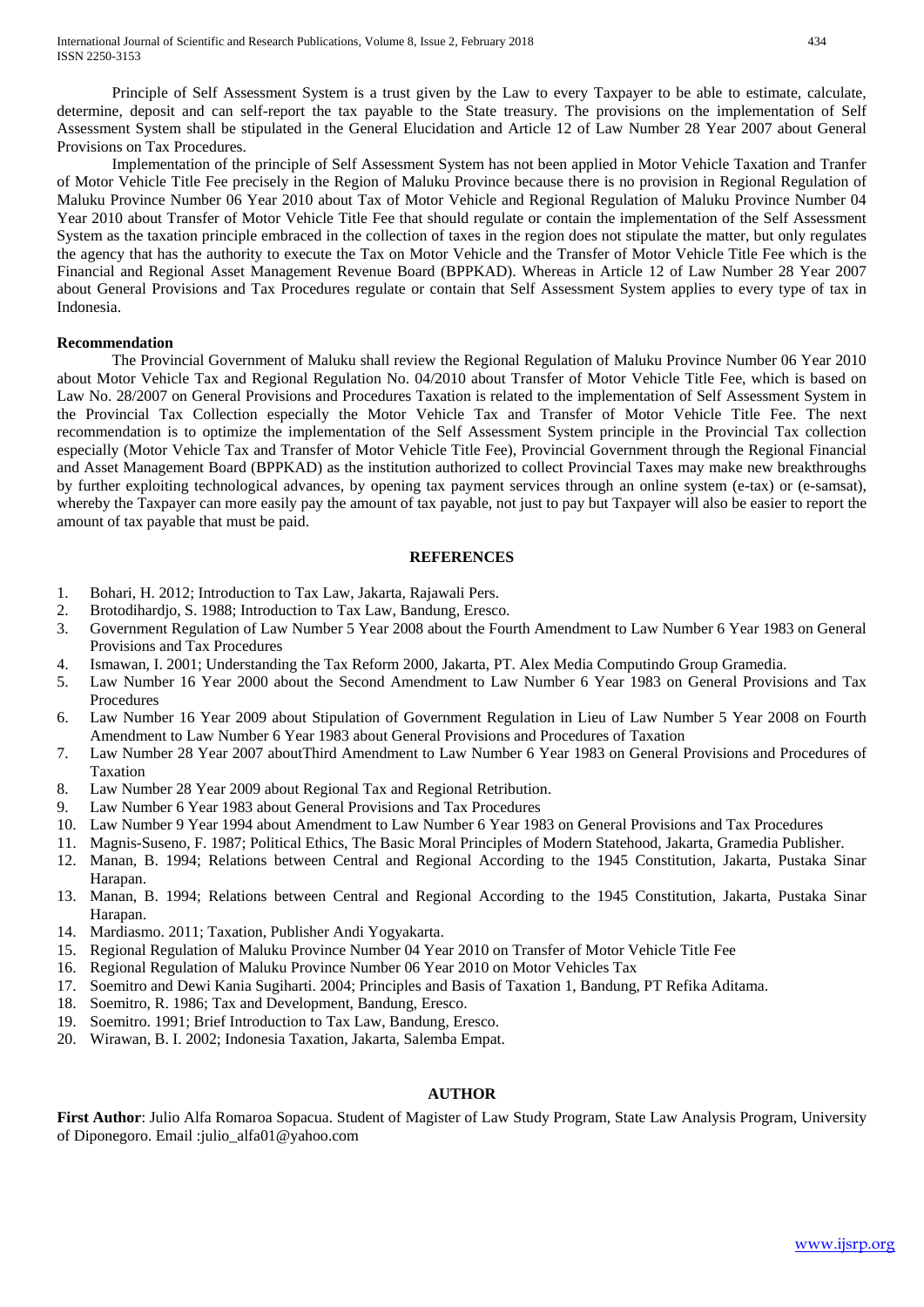Principle of Self Assessment System is a trust given by the Law to every Taxpayer to be able to estimate, calculate, determine, deposit and can self-report the tax payable to the State treasury. The provisions on the implementation of Self Assessment System shall be stipulated in the General Elucidation and Article 12 of Law Number 28 Year 2007 about General Provisions on Tax Procedures.

Implementation of the principle of Self Assessment System has not been applied in Motor Vehicle Taxation and Tranfer of Motor Vehicle Title Fee precisely in the Region of Maluku Province because there is no provision in Regional Regulation of Maluku Province Number 06 Year 2010 about Tax of Motor Vehicle and Regional Regulation of Maluku Province Number 04 Year 2010 about Transfer of Motor Vehicle Title Fee that should regulate or contain the implementation of the Self Assessment System as the taxation principle embraced in the collection of taxes in the region does not stipulate the matter, but only regulates the agency that has the authority to execute the Tax on Motor Vehicle and the Transfer of Motor Vehicle Title Fee which is the Financial and Regional Asset Management Revenue Board (BPPKAD). Whereas in Article 12 of Law Number 28 Year 2007 about General Provisions and Tax Procedures regulate or contain that Self Assessment System applies to every type of tax in Indonesia.

**Recommendation**

The Provincial Government of Maluku shall review the Regional Regulation of Maluku Province Number 06 Year 2010 about Motor Vehicle Tax and Regional Regulation No. 04/2010 about Transfer of Motor Vehicle Title Fee, which is based on Law No. 28/2007 on General Provisions and Procedures Taxation is related to the implementation of Self Assessment System in the Provincial Tax Collection especially the Motor Vehicle Tax and Transfer of Motor Vehicle Title Fee. The next recommendation is to optimize the implementation of the Self Assessment System principle in the Provincial Tax collection especially (Motor Vehicle Tax and Transfer of Motor Vehicle Title Fee), Provincial Government through the Regional Financial and Asset Management Board (BPPKAD) as the institution authorized to collect Provincial Taxes may make new breakthroughs by further exploiting technological advances, by opening tax payment services through an online system (e-tax) or (e-samsat), whereby the Taxpayer can more easily pay the amount of tax payable, not just to pay but Taxpayer will also be easier to report the amount of tax payable that must be paid.

## REFERENCES

1. Bohari, H. 2012; Introduction to Tax Law, Jakarta, Rajawali Pers.
2. Brotodihardjo, S. 1988; Introduction to Tax Law, Bandung, Eresco.
3. Government Regulation of Law Number 5 Year 2008 about the Fourth Amendment to Law Number 6 Year 1983 on General Provisions and Tax Procedures
4. Ismawan, I. 2001; Understanding the Tax Reform 2000, Jakarta, PT. Alex Media Computindo Group Gramedia.
5. Law Number 16 Year 2000 about the Second Amendment to Law Number 6 Year 1983 on General Provisions and Tax Procedures
6. Law Number 16 Year 2009 about Stipulation of Government Regulation in Lieu of Law Number 5 Year 2008 on Fourth Amendment to Law Number 6 Year 1983 about General Provisions and Procedures of Taxation
7. Law Number 28 Year 2007 aboutThird Amendment to Law Number 6 Year 1983 on General Provisions and Procedures of Taxation
8. Law Number 28 Year 2009 about Regional Tax and Regional Retribution.
9. Law Number 6 Year 1983 about General Provisions and Tax Procedures
10. Law Number 9 Year 1994 about Amendment to Law Number 6 Year 1983 on General Provisions and Tax Procedures
11. Magnis-Suseno, F. 1987; Political Ethics, The Basic Moral Principles of Modern Statehood, Jakarta, Gramedia Publisher.
12. Manan, B. 1994; Relations between Central and Regional According to the 1945 Constitution, Jakarta, Pustaka Sinar Harapan.
13. Manan, B. 1994; Relations between Central and Regional According to the 1945 Constitution, Jakarta, Pustaka Sinar Harapan.
14. Mardiasmo. 2011; Taxation, Publisher Andi Yogyakarta.
15. Regional Regulation of Maluku Province Number 04 Year 2010 on Transfer of Motor Vehicle Title Fee
16. Regional Regulation of Maluku Province Number 06 Year 2010 on Motor Vehicles Tax
17. Soemitro and Dewi Kania Sugiharti. 2004; Principles and Basis of Taxation 1, Bandung, PT Refika Aditama.
18. Soemitro, R. 1986; Tax and Development, Bandung, Eresco.
19. Soemitro. 1991; Brief Introduction to Tax Law, Bandung, Eresco.
20. Wirawan, B. I. 2002; Indonesia Taxation, Jakarta, Salemba Empat.

## AUTHOR

**First Author**: Julio Alfa Romaroa Sopacua. Student of Magister of Law Study Program, State Law Analysis Program, University of Diponegoro. Email :julio_alfa01@yahoo.com